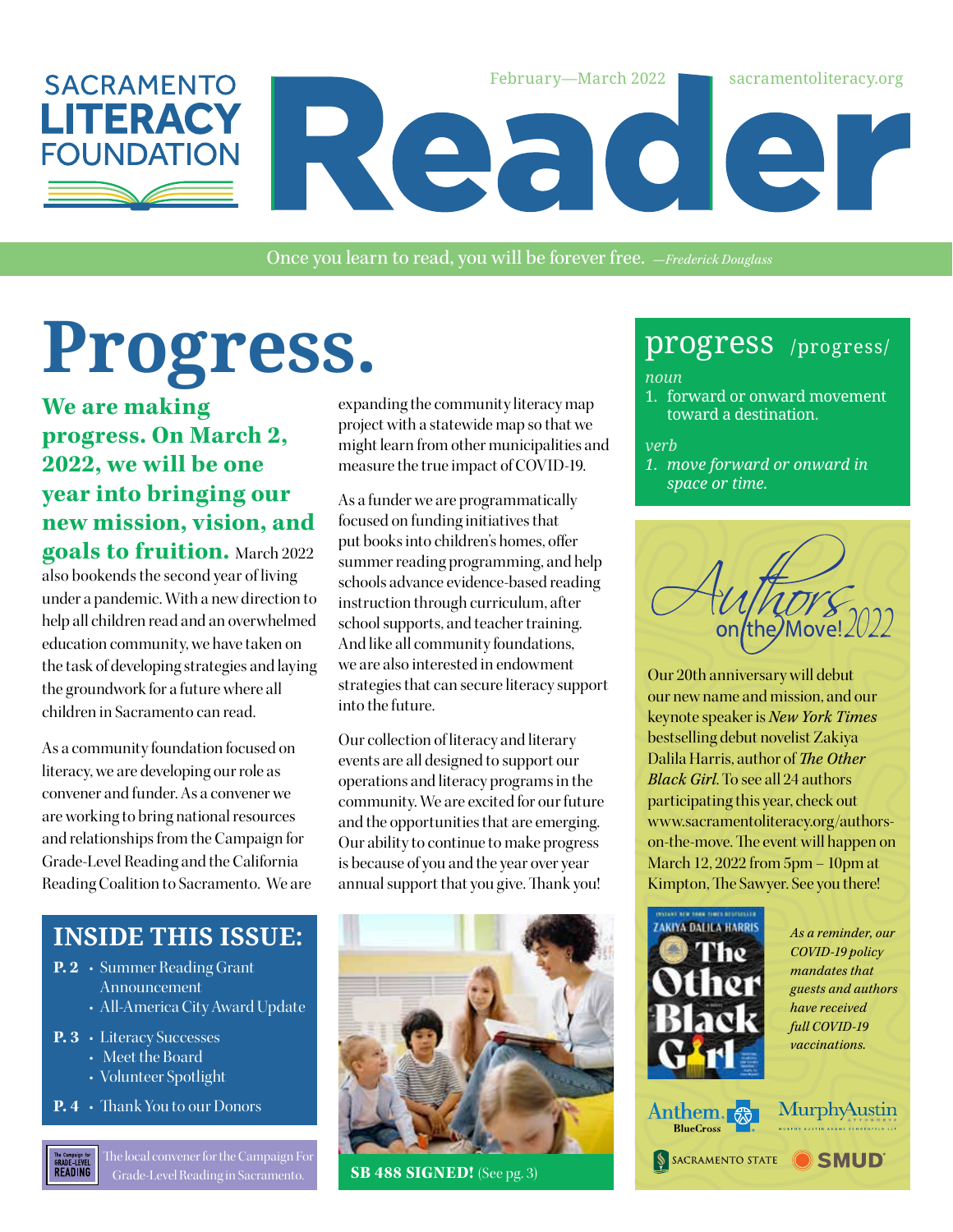# SACRAMENTO LITERACY FOUNDATION Reader

February—March 2022 sacramentoliteracy.org

Once you learn to read, you will be forever free. *—Frederick Douglass*

# Progress.

**We are making progress. On March 2, 2022, we will be one year into bringing our new mission, vision, and goals to fruition.** March 2022 also bookends the second year of living under a pandemic. With a new direction to help all children read and an overwhelmed education community, we have taken on the task of developing strategies and laying the groundwork for a future where all children in Sacramento can read.

As a community foundation focused on literacy, we are developing our role as convener and funder. As a convener we are working to bring national resources and relationships from the Campaign for Grade-Level Reading and the California Reading Coalition to Sacramento. We are expanding the community literacy map project with a statewide map so that we might learn from other municipalities and measure the true impact of COVID-19.

As a funder we are programmatically focused on funding initiatives that put books into children's homes, offer summer reading programming, and help schools advance evidence-based reading instruction through curriculum, after school supports, and teacher training. And like all community foundations, we are also interested in endowment strategies that can secure literacy support into the future.

Our collection of literacy and literary events are all designed to support our operations and literacy programs in the community. We are excited for our future and the opportunities that are emerging. Our ability to continue to make progress is because of you and the year over year annual support that you give. Thank you!

## INSIDE THIS ISSUE:

- **P. 2**
  - Summer Reading Grant Announcement
  - All-America City Award Update
- **P. 3**
  - Literacy Successes
  - Meet the Board
  - Volunteer Spotlight
- **P. 4**
  - Thank You to our Donors

The local convener for the Campaign For Grade-Level Reading in Sacramento.

**SB 488 SIGNED!** (See pg. 3)

## progress /progress/

*noun*

1. forward or onward movement toward a destination.

*verb*

1. *move forward or onward in space or time.*

## Authors on the Move! 2022

Our 20th anniversary will debut our new name and mission, and our keynote speaker is *New York Times* bestselling debut novelist Zakiya Dalila Harris, author of *The Other Black Girl*. To see all 24 authors participating this year, check out www.sacramentoliteracy.org/authors-on-the-move. The event will happen on March 12, 2022 from 5pm – 10pm at Kimpton, The Sawyer. See you there!

*As a reminder, our COVID-19 policy mandates that guests and authors have received full COVID-19 vaccinations.*

Anthem BlueCross · MurphyAustin · Sacramento State · SMUD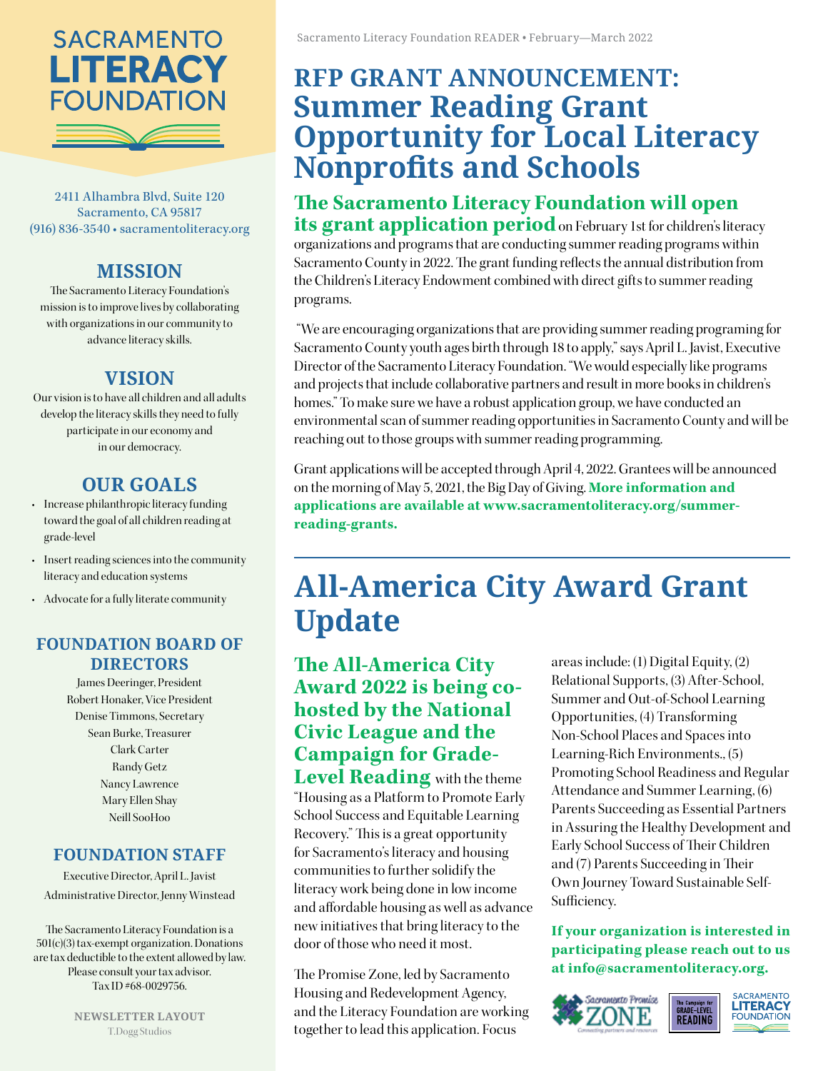# SACRAMENTO LITERACY FOUNDATION

2411 Alhambra Blvd, Suite 120
Sacramento, CA 95817
(916) 836-3540 • sacramentoliteracy.org

## MISSION

The Sacramento Literacy Foundation's mission is to improve lives by collaborating with organizations in our community to advance literacy skills.

## VISION

Our vision is to have all children and all adults develop the literacy skills they need to fully participate in our economy and in our democracy.

## OUR GOALS

- Increase philanthropic literacy funding toward the goal of all children reading at grade-level
- Insert reading sciences into the community literacy and education systems
- Advocate for a fully literate community

## FOUNDATION BOARD OF DIRECTORS

James Deeringer, President
Robert Honaker, Vice President
Denise Timmons, Secretary
Sean Burke, Treasurer
Clark Carter
Randy Getz
Nancy Lawrence
Mary Ellen Shay
Neill SooHoo

## FOUNDATION STAFF

Executive Director, April L. Javist
Administrative Director, Jenny Winstead

The Sacramento Literacy Foundation is a 501(c)(3) tax-exempt organization. Donations are tax deductible to the extent allowed by law. Please consult your tax advisor. Tax ID #68-0029756.

**NEWSLETTER LAYOUT**
T.Dogg Studios

# RFP GRANT ANNOUNCEMENT: Summer Reading Grant Opportunity for Local Literacy Nonprofits and Schools

**The Sacramento Literacy Foundation will open its grant application period** on February 1st for children's literacy organizations and programs that are conducting summer reading programs within Sacramento County in 2022. The grant funding reflects the annual distribution from the Children's Literacy Endowment combined with direct gifts to summer reading programs.

"We are encouraging organizations that are providing summer reading programing for Sacramento County youth ages birth through 18 to apply," says April L. Javist, Executive Director of the Sacramento Literacy Foundation. "We would especially like programs and projects that include collaborative partners and result in more books in children's homes." To make sure we have a robust application group, we have conducted an environmental scan of summer reading opportunities in Sacramento County and will be reaching out to those groups with summer reading programming.

Grant applications will be accepted through April 4, 2022. Grantees will be announced on the morning of May 5, 2021, the Big Day of Giving. **More information and applications are available at www.sacramentoliteracy.org/summer-reading-grants.**

# All-America City Award Grant Update

**The All-America City Award 2022 is being co-hosted by the National Civic League and the Campaign for Grade-Level Reading** with the theme "Housing as a Platform to Promote Early School Success and Equitable Learning Recovery." This is a great opportunity for Sacramento's literacy and housing communities to further solidify the literacy work being done in low income and affordable housing as well as advance new initiatives that bring literacy to the door of those who need it most.

The Promise Zone, led by Sacramento Housing and Redevelopment Agency, and the Literacy Foundation are working together to lead this application. Focus areas include: (1) Digital Equity, (2) Relational Supports, (3) After-School, Summer and Out-of-School Learning Opportunities, (4) Transforming Non-School Places and Spaces into Learning-Rich Environments., (5) Promoting School Readiness and Regular Attendance and Summer Learning, (6) Parents Succeeding as Essential Partners in Assuring the Healthy Development and Early School Success of Their Children and (7) Parents Succeeding in Their Own Journey Toward Sustainable Self-Sufficiency.

**If your organization is interested in participating please reach out to us at info@sacramentoliteracy.org.**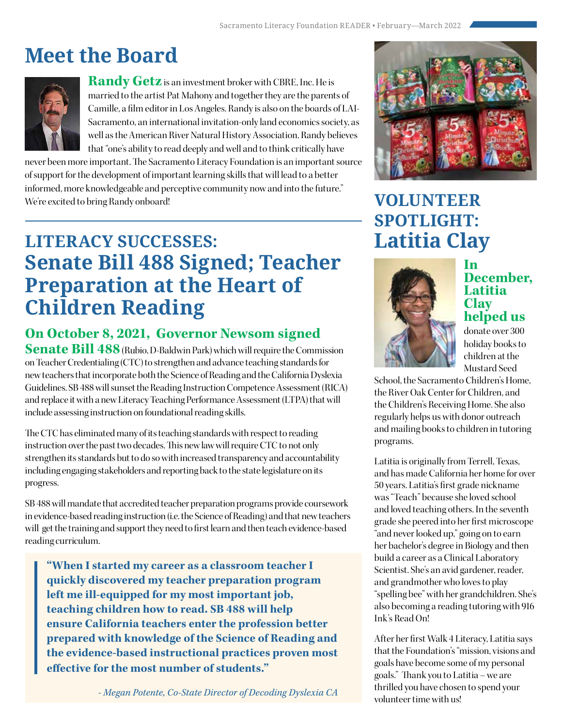# Meet the Board

**Randy Getz** is an investment broker with CBRE, Inc. He is married to the artist Pat Mahony and together they are the parents of Camille, a film editor in Los Angeles. Randy is also on the boards of LAI-Sacramento, an international invitation-only land economics society, as well as the American River Natural History Association. Randy believes that "one's ability to read deeply and well and to think critically have never been more important. The Sacramento Literacy Foundation is an important source of support for the development of important learning skills that will lead to a better informed, more knowledgeable and perceptive community now and into the future." We're excited to bring Randy onboard!

## LITERACY SUCCESSES: Senate Bill 488 Signed; Teacher Preparation at the Heart of Children Reading

**On October 8, 2021, Governor Newsom signed Senate Bill 488** (Rubio, D-Baldwin Park) which will require the Commission on Teacher Credentialing (CTC) to strengthen and advance teaching standards for new teachers that incorporate both the Science of Reading and the California Dyslexia Guidelines. SB 488 will sunset the Reading Instruction Competence Assessment (RICA) and replace it with a new Literacy Teaching Performance Assessment (LTPA) that will include assessing instruction on foundational reading skills.

The CTC has eliminated many of its teaching standards with respect to reading instruction over the past two decades. This new law will require CTC to not only strengthen its standards but to do so with increased transparency and accountability including engaging stakeholders and reporting back to the state legislature on its progress.

SB 488 will mandate that accredited teacher preparation programs provide coursework in evidence-based reading instruction (i.e. the Science of Reading) and that new teachers will get the training and support they need to first learn and then teach evidence-based reading curriculum.

> **"When I started my career as a classroom teacher I quickly discovered my teacher preparation program left me ill-equipped for my most important job, teaching children how to read. SB 488 will help ensure California teachers enter the profession better prepared with knowledge of the Science of Reading and the evidence-based instructional practices proven most effective for the most number of students."**
>
> *- Megan Potente, Co-State Director of Decoding Dyslexia CA*

## VOLUNTEER SPOTLIGHT: Latitia Clay

**In December, Latitia Clay helped us** donate over 300 holiday books to children at the Mustard Seed School, the Sacramento Children's Home, the River Oak Center for Children, and the Children's Receiving Home. She also regularly helps us with donor outreach and mailing books to children in tutoring programs.

Latitia is originally from Terrell, Texas, and has made California her home for over 50 years. Latitia's first grade nickname was "Teach" because she loved school and loved teaching others. In the seventh grade she peered into her first microscope "and never looked up," going on to earn her bachelor's degree in Biology and then build a career as a Clinical Laboratory Scientist. She's an avid gardener, reader, and grandmother who loves to play "spelling bee" with her grandchildren. She's also becoming a reading tutoring with 916 Ink's Read On!

After her first Walk 4 Literacy, Latitia says that the Foundation's "mission, visions and goals have become some of my personal goals." Thank you to Latitia – we are thrilled you have chosen to spend your volunteer time with us!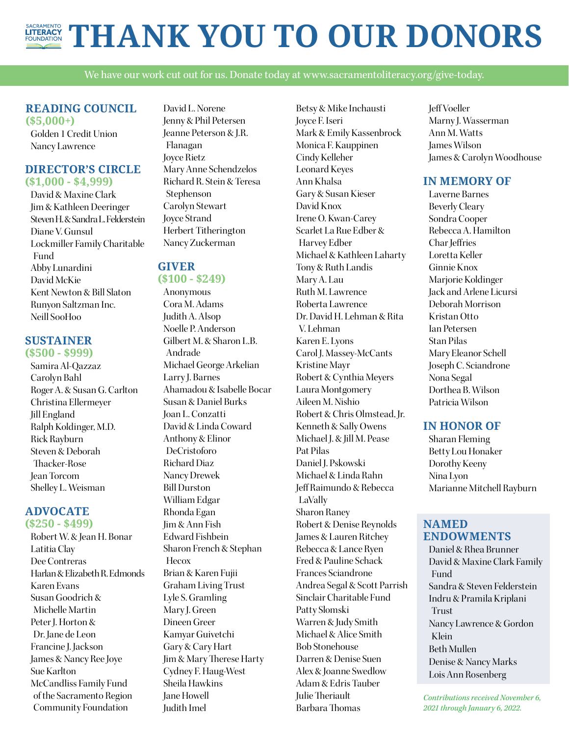SACRAMENTO LITERACY FOUNDATION

# THANK YOU TO OUR DONORS

We have our work cut out for us. Donate today at www.sacramentoliteracy.org/give-today.

## READING COUNCIL
**($5,000+)**

Golden 1 Credit Union
Nancy Lawrence

## DIRECTOR'S CIRCLE
**($1,000 - $4,999)**

David & Maxine Clark
Jim & Kathleen Deeringer
Steven H. & Sandra L. Felderstein
Diane V. Gunsul
Lockmiller Family Charitable Fund
Abby Lunardini
David McKie
Kent Newton & Bill Slaton
Runyon Saltzman Inc.
Neill SooHoo

## SUSTAINER
**($500 - $999)**

Samira Al-Qazzaz
Carolyn Bahl
Roger A. & Susan G. Carlton
Christina Ellermeyer
Jill England
Ralph Koldinger, M.D.
Rick Rayburn
Steven & Deborah Thacker-Rose
Jean Torcom
Shelley L. Weisman

## ADVOCATE
**($250 - $499)**

Robert W. & Jean H. Bonar
Latitia Clay
Dee Contreras
Harlan & Elizabeth R. Edmonds
Karen Evans
Susan Goodrich & Michelle Martin
Peter J. Horton & Dr. Jane de Leon
Francine J. Jackson
James & Nancy Ree Joye
Sue Karlton
McCandliss Family Fund of the Sacramento Region Community Foundation
David L. Norene
Jenny & Phil Petersen
Jeanne Peterson & J.R. Flanagan
Joyce Rietz
Mary Anne Schendzelos
Richard R. Stein & Teresa Stephenson
Carolyn Stewart
Joyce Strand
Herbert Titherington
Nancy Zuckerman

## GIVER
**($100 - $249)**

Anonymous
Cora M. Adams
Judith A. Alsop
Noelle P. Anderson
Gilbert M. & Sharon L.B. Andrade
Michael George Arkelian
Larry J. Barnes
Ahamadou & Isabelle Bocar
Susan & Daniel Burks
Joan L. Conzatti
David & Linda Coward
Anthony & Elinor DeCristoforo
Richard Diaz
Nancy Drewek
Bill Durston
William Edgar
Rhonda Egan
Jim & Ann Fish
Edward Fishbein
Sharon French & Stephan Hecox
Brian & Karen Fujii
Graham Living Trust
Lyle S. Gramling
Mary J. Green
Dineen Greer
Kamyar Guivetchi
Gary & Cary Hart
Jim & Mary Therese Harty
Cydney F. Haug-West
Sheila Hawkins
Jane Howell
Judith Imel
Betsy & Mike Inchausti
Joyce F. Iseri
Mark & Emily Kassenbrock
Monica F. Kauppinen
Cindy Kelleher
Leonard Keyes
Ann Khalsa
Gary & Susan Kieser
David Knox
Irene O. Kwan-Carey
Scarlet La Rue Edber & Harvey Edber
Michael & Kathleen Laharty
Tony & Ruth Landis
Mary A. Lau
Ruth M. Lawrence
Roberta Lawrence
Dr. David H. Lehman & Rita V. Lehman
Karen E. Lyons
Carol J. Massey-McCants
Kristine Mayr
Robert & Cynthia Meyers
Laura Montgomery
Aileen M. Nishio
Robert & Chris Olmstead, Jr.
Kenneth & Sally Owens
Michael J. & Jill M. Pease
Pat Pilas
Daniel J. Pskowski
Michael & Linda Rahn
Jeff Raimundo & Rebecca LaVally
Sharon Raney
Robert & Denise Reynolds
James & Lauren Ritchey
Rebecca & Lance Ryen
Fred & Pauline Schack
Frances Sciandrone
Andrea Segal & Scott Parrish
Sinclair Charitable Fund
Patty Slomski
Warren & Judy Smith
Michael & Alice Smith
Bob Stonehouse
Darren & Denise Suen
Alex & Joanne Swedlow
Adam & Edris Tauber
Julie Theriault
Barbara Thomas
Jeff Voeller
Marny J. Wasserman
Ann M. Watts
James Wilson
James & Carolyn Woodhouse

## IN MEMORY OF

Laverne Barnes
Beverly Cleary
Sondra Cooper
Rebecca A. Hamilton
Char Jeffries
Loretta Keller
Ginnie Knox
Marjorie Koldinger
Jack and Arlene Licursi
Deborah Morrison
Kristan Otto
Ian Petersen
Stan Pilas
Mary Eleanor Schell
Joseph C. Sciandrone
Nona Segal
Dorthea B. Wilson
Patricia Wilson

## IN HONOR OF

Sharan Fleming
Betty Lou Honaker
Dorothy Keeny
Nina Lyon
Marianne Mitchell Rayburn

## NAMED ENDOWMENTS

Daniel & Rhea Brunner
David & Maxine Clark Family Fund
Sandra & Steven Felderstein
Indru & Pramila Kriplani Trust
Nancy Lawrence & Gordon Klein
Beth Mullen
Denise & Nancy Marks
Lois Ann Rosenberg

*Contributions received November 6, 2021 through January 6, 2022.*